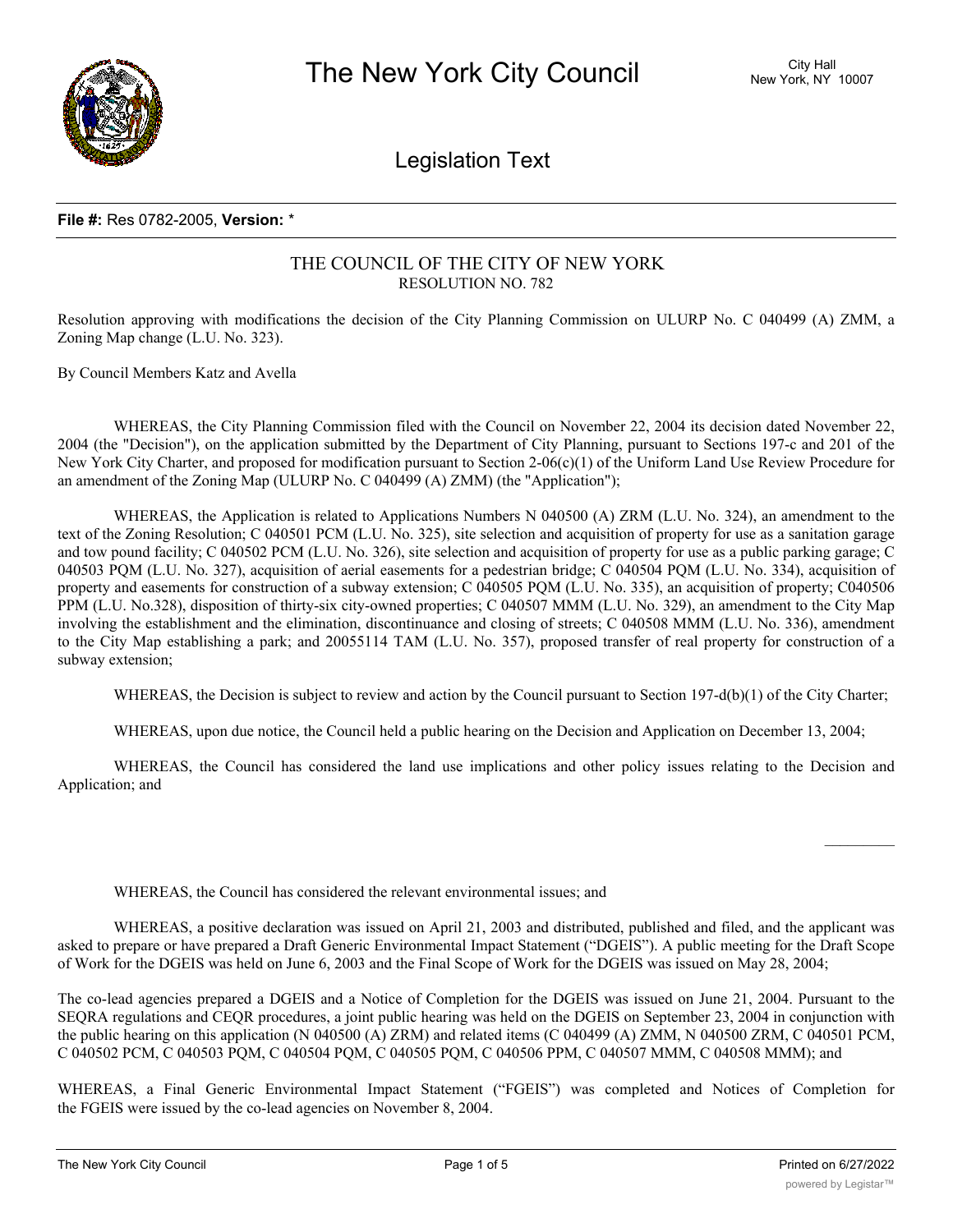# The New York City Council

City Hall
New York, NY 10007

## Legislation Text

**File #:** Res 0782-2005, **Version:** *

THE COUNCIL OF THE CITY OF NEW YORK
RESOLUTION NO. 782

Resolution approving with modifications the decision of the City Planning Commission on ULURP No. C 040499 (A) ZMM, a Zoning Map change (L.U. No. 323).

By Council Members Katz and Avella

WHEREAS, the City Planning Commission filed with the Council on November 22, 2004 its decision dated November 22, 2004 (the "Decision"), on the application submitted by the Department of City Planning, pursuant to Sections 197-c and 201 of the New York City Charter, and proposed for modification pursuant to Section 2-06(c)(1) of the Uniform Land Use Review Procedure for an amendment of the Zoning Map (ULURP No. C 040499 (A) ZMM) (the "Application");

WHEREAS, the Application is related to Applications Numbers N 040500 (A) ZRM (L.U. No. 324), an amendment to the text of the Zoning Resolution; C 040501 PCM (L.U. No. 325), site selection and acquisition of property for use as a sanitation garage and tow pound facility; C 040502 PCM (L.U. No. 326), site selection and acquisition of property for use as a public parking garage; C 040503 PQM (L.U. No. 327), acquisition of aerial easements for a pedestrian bridge; C 040504 PQM (L.U. No. 334), acquisition of property and easements for construction of a subway extension; C 040505 PQM (L.U. No. 335), an acquisition of property; C040506 PPM (L.U. No.328), disposition of thirty-six city-owned properties; C 040507 MMM (L.U. No. 329), an amendment to the City Map involving the establishment and the elimination, discontinuance and closing of streets; C 040508 MMM (L.U. No. 336), amendment to the City Map establishing a park; and 20055114 TAM (L.U. No. 357), proposed transfer of real property for construction of a subway extension;

WHEREAS, the Decision is subject to review and action by the Council pursuant to Section 197-d(b)(1) of the City Charter;

WHEREAS, upon due notice, the Council held a public hearing on the Decision and Application on December 13, 2004;

WHEREAS, the Council has considered the land use implications and other policy issues relating to the Decision and Application; and

WHEREAS, the Council has considered the relevant environmental issues; and

WHEREAS, a positive declaration was issued on April 21, 2003 and distributed, published and filed, and the applicant was asked to prepare or have prepared a Draft Generic Environmental Impact Statement ("DGEIS"). A public meeting for the Draft Scope of Work for the DGEIS was held on June 6, 2003 and the Final Scope of Work for the DGEIS was issued on May 28, 2004;

The co-lead agencies prepared a DGEIS and a Notice of Completion for the DGEIS was issued on June 21, 2004. Pursuant to the SEQRA regulations and CEQR procedures, a joint public hearing was held on the DGEIS on September 23, 2004 in conjunction with the public hearing on this application (N 040500 (A) ZRM) and related items (C 040499 (A) ZMM, N 040500 ZRM, C 040501 PCM, C 040502 PCM, C 040503 PQM, C 040504 PQM, C 040505 PQM, C 040506 PPM, C 040507 MMM, C 040508 MMM); and

WHEREAS, a Final Generic Environmental Impact Statement ("FGEIS") was completed and Notices of Completion for the FGEIS were issued by the co-lead agencies on November 8, 2004.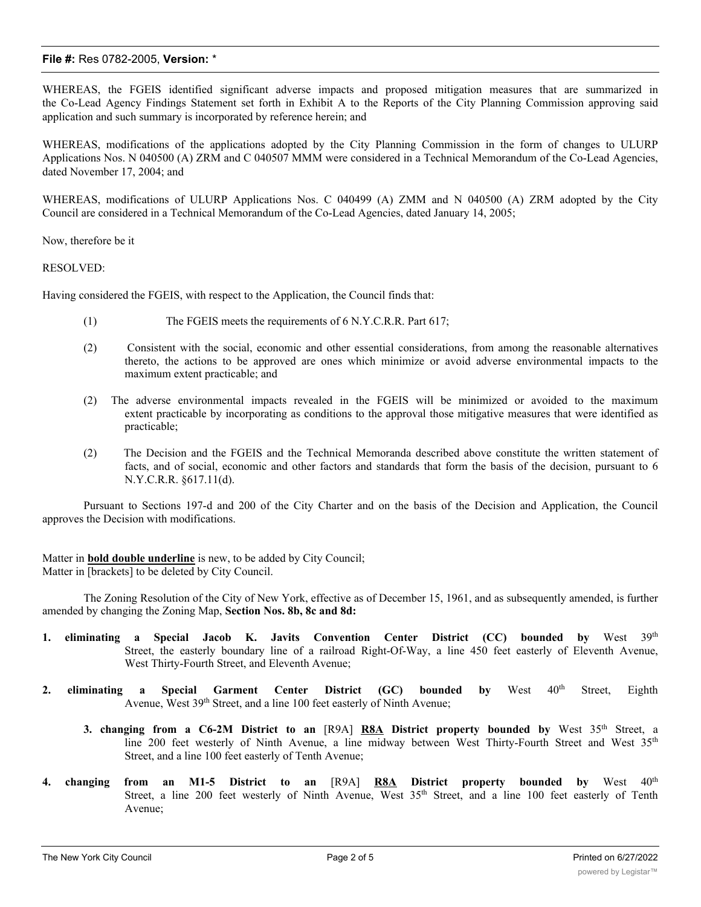WHEREAS, the FGEIS identified significant adverse impacts and proposed mitigation measures that are summarized in the Co-Lead Agency Findings Statement set forth in Exhibit A to the Reports of the City Planning Commission approving said application and such summary is incorporated by reference herein; and

WHEREAS, modifications of the applications adopted by the City Planning Commission in the form of changes to ULURP Applications Nos. N 040500 (A) ZRM and C 040507 MMM were considered in a Technical Memorandum of the Co-Lead Agencies, dated November 17, 2004; and

WHEREAS, modifications of ULURP Applications Nos. C 040499 (A) ZMM and N 040500 (A) ZRM adopted by the City Council are considered in a Technical Memorandum of the Co-Lead Agencies, dated January 14, 2005;

Now, therefore be it

RESOLVED:

Having considered the FGEIS, with respect to the Application, the Council finds that:

(1) The FGEIS meets the requirements of 6 N.Y.C.R.R. Part 617;

(2) Consistent with the social, economic and other essential considerations, from among the reasonable alternatives thereto, the actions to be approved are ones which minimize or avoid adverse environmental impacts to the maximum extent practicable; and

(2) The adverse environmental impacts revealed in the FGEIS will be minimized or avoided to the maximum extent practicable by incorporating as conditions to the approval those mitigative measures that were identified as practicable;

(2) The Decision and the FGEIS and the Technical Memoranda described above constitute the written statement of facts, and of social, economic and other factors and standards that form the basis of the decision, pursuant to 6 N.Y.C.R.R. §617.11(d).

Pursuant to Sections 197-d and 200 of the City Charter and on the basis of the Decision and Application, the Council approves the Decision with modifications.

Matter in **bold double underline** is new, to be added by City Council;
Matter in [brackets] to be deleted by City Council.

The Zoning Resolution of the City of New York, effective as of December 15, 1961, and as subsequently amended, is further amended by changing the Zoning Map, **Section Nos. 8b, 8c and 8d:**

1. **eliminating a Special Jacob K. Javits Convention Center District (CC) bounded by** West 39th Street, the easterly boundary line of a railroad Right-Of-Way, a line 450 feet easterly of Eleventh Avenue, West Thirty-Fourth Street, and Eleventh Avenue;

2. **eliminating a Special Garment Center District (GC) bounded by** West 40th Street, Eighth Avenue, West 39th Street, and a line 100 feet easterly of Ninth Avenue;

3. **changing from a C6-2M District to an** [R9A] **R8A District property bounded by** West 35th Street, a line 200 feet westerly of Ninth Avenue, a line midway between West Thirty-Fourth Street and West 35th Street, and a line 100 feet easterly of Tenth Avenue;

4. **changing from an M1-5 District to an** [R9A] **R8A District property bounded by** West 40th Street, a line 200 feet westerly of Ninth Avenue, West 35th Street, and a line 100 feet easterly of Tenth Avenue;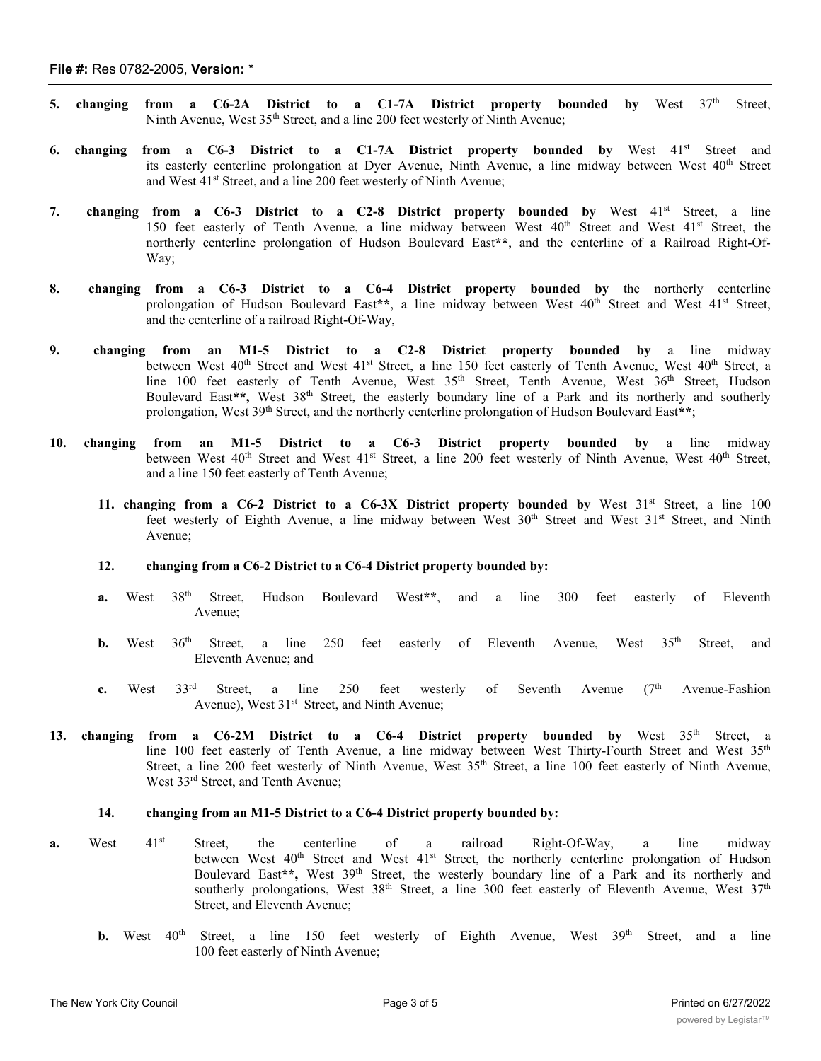5. **changing from a C6-2A District to a C1-7A District property bounded by** West 37th Street, Ninth Avenue, West 35th Street, and a line 200 feet westerly of Ninth Avenue;

6. **changing from a C6-3 District to a C1-7A District property bounded by** West 41st Street and its easterly centerline prolongation at Dyer Avenue, Ninth Avenue, a line midway between West 40th Street and West 41st Street, and a line 200 feet westerly of Ninth Avenue;

7. **changing from a C6-3 District to a C2-8 District property bounded by** West 41st Street, a line 150 feet easterly of Tenth Avenue, a line midway between West 40th Street and West 41st Street, the northerly centerline prolongation of Hudson Boulevard East**, and the centerline of a Railroad Right-Of-Way;

8. **changing from a C6-3 District to a C6-4 District property bounded by** the northerly centerline prolongation of Hudson Boulevard East**, a line midway between West 40th Street and West 41st Street, and the centerline of a railroad Right-Of-Way,

9. **changing from an M1-5 District to a C2-8 District property bounded by** a line midway between West 40th Street and West 41st Street, a line 150 feet easterly of Tenth Avenue, West 40th Street, a line 100 feet easterly of Tenth Avenue, West 35th Street, Tenth Avenue, West 36th Street, Hudson Boulevard East**, West 38th Street, the easterly boundary line of a Park and its northerly and southerly prolongation, West 39th Street, and the northerly centerline prolongation of Hudson Boulevard East**;

10. **changing from an M1-5 District to a C6-3 District property bounded by** a line midway between West 40th Street and West 41st Street, a line 200 feet westerly of Ninth Avenue, West 40th Street, and a line 150 feet easterly of Tenth Avenue;

11. **changing from a C6-2 District to a C6-3X District property bounded by** West 31st Street, a line 100 feet westerly of Eighth Avenue, a line midway between West 30th Street and West 31st Street, and Ninth Avenue;

12. **changing from a C6-2 District to a C6-4 District property bounded by:**

    a. West 38th Street, Hudson Boulevard West**, and a line 300 feet easterly of Eleventh Avenue;

    b. West 36th Street, a line 250 feet easterly of Eleventh Avenue, West 35th Street, and Eleventh Avenue; and

    c. West 33rd Street, a line 250 feet westerly of Seventh Avenue (7th Avenue-Fashion Avenue), West 31st Street, and Ninth Avenue;

13. **changing from a C6-2M District to a C6-4 District property bounded by** West 35th Street, a line 100 feet easterly of Tenth Avenue, a line midway between West Thirty-Fourth Street and West 35th Street, a line 200 feet westerly of Ninth Avenue, West 35th Street, a line 100 feet easterly of Ninth Avenue, West 33rd Street, and Tenth Avenue;

14. **changing from an M1-5 District to a C6-4 District property bounded by:**

    a. West 41st Street, the centerline of a railroad Right-Of-Way, a line midway between West 40th Street and West 41st Street, the northerly centerline prolongation of Hudson Boulevard East**, West 39th Street, the westerly boundary line of a Park and its northerly and southerly prolongations, West 38th Street, a line 300 feet easterly of Eleventh Avenue, West 37th Street, and Eleventh Avenue;

    b. West 40th Street, a line 150 feet westerly of Eighth Avenue, West 39th Street, and a line 100 feet easterly of Ninth Avenue;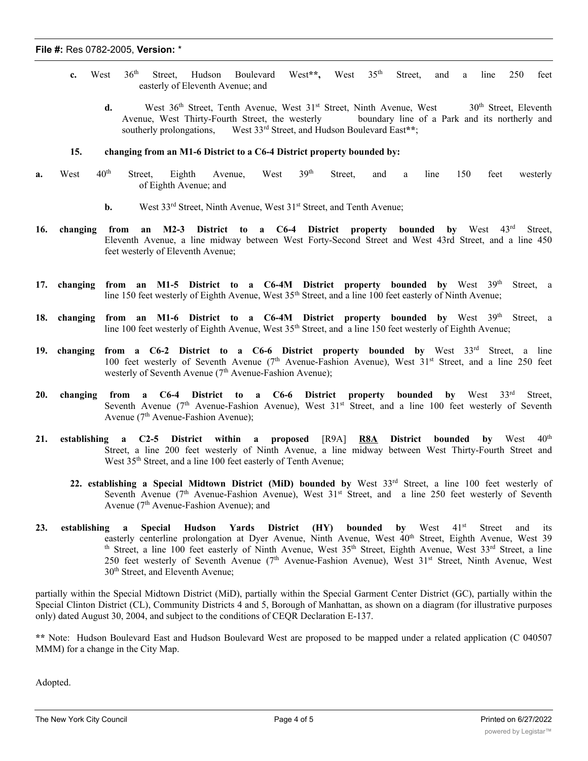- **c.** West 36th Street, Hudson Boulevard West**, West 35th Street, and a line 250 feet easterly of Eleventh Avenue; and

- **d.** West 36th Street, Tenth Avenue, West 31st Street, Ninth Avenue, West 30th Street, Eleventh Avenue, West Thirty-Fourth Street, the westerly boundary line of a Park and its northerly and southerly prolongations, West 33rd Street, and Hudson Boulevard East**;

**15. changing from an M1-6 District to a C6-4 District property bounded by:**

- **a.** West 40th Street, Eighth Avenue, West 39th Street, and a line 150 feet westerly of Eighth Avenue; and

- **b.** West 33rd Street, Ninth Avenue, West 31st Street, and Tenth Avenue;

**16. changing from an M2-3 District to a C6-4 District property bounded by** West 43rd Street, Eleventh Avenue, a line midway between West Forty-Second Street and West 43rd Street, and a line 450 feet westerly of Eleventh Avenue;

**17. changing from an M1-5 District to a C6-4M District property bounded by** West 39th Street, a line 150 feet westerly of Eighth Avenue, West 35th Street, and a line 100 feet easterly of Ninth Avenue;

**18. changing from an M1-6 District to a C6-4M District property bounded by** West 39th Street, a line 100 feet westerly of Eighth Avenue, West 35th Street, and a line 150 feet westerly of Eighth Avenue;

**19. changing from a C6-2 District to a C6-6 District property bounded by** West 33rd Street, a line 100 feet westerly of Seventh Avenue (7th Avenue-Fashion Avenue), West 31st Street, and a line 250 feet westerly of Seventh Avenue (7th Avenue-Fashion Avenue);

**20. changing from a C6-4 District to a C6-6 District property bounded by** West 33rd Street, Seventh Avenue (7th Avenue-Fashion Avenue), West 31st Street, and a line 100 feet westerly of Seventh Avenue (7th Avenue-Fashion Avenue);

**21. establishing a C2-5 District within a proposed** [R9A] **<u>R8A</u> District bounded by** West 40th Street, a line 200 feet westerly of Ninth Avenue, a line midway between West Thirty-Fourth Street and West 35th Street, and a line 100 feet easterly of Tenth Avenue;

**22. establishing a Special Midtown District (MiD) bounded by** West 33rd Street, a line 100 feet westerly of Seventh Avenue (7th Avenue-Fashion Avenue), West 31st Street, and a line 250 feet westerly of Seventh Avenue (7th Avenue-Fashion Avenue); and

**23. establishing a Special Hudson Yards District (HY) bounded by** West 41st Street and its easterly centerline prolongation at Dyer Avenue, Ninth Avenue, West 40th Street, Eighth Avenue, West 39th Street, a line 100 feet easterly of Ninth Avenue, West 35th Street, Eighth Avenue, West 33rd Street, a line 250 feet westerly of Seventh Avenue (7th Avenue-Fashion Avenue), West 31st Street, Ninth Avenue, West 30th Street, and Eleventh Avenue;

partially within the Special Midtown District (MiD), partially within the Special Garment Center District (GC), partially within the Special Clinton District (CL), Community Districts 4 and 5, Borough of Manhattan, as shown on a diagram (for illustrative purposes only) dated August 30, 2004, and subject to the conditions of CEQR Declaration E-137.

** Note: Hudson Boulevard East and Hudson Boulevard West are proposed to be mapped under a related application (C 040507 MMM) for a change in the City Map.

Adopted.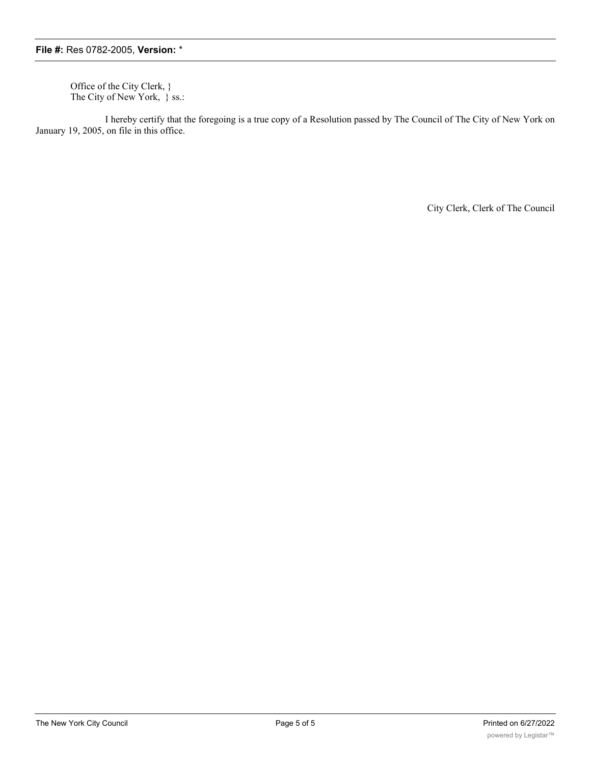Office of the City Clerk, }
The City of New York, } ss.:

I hereby certify that the foregoing is a true copy of a Resolution passed by The Council of The City of New York on January 19, 2005, on file in this office.

City Clerk, Clerk of The Council